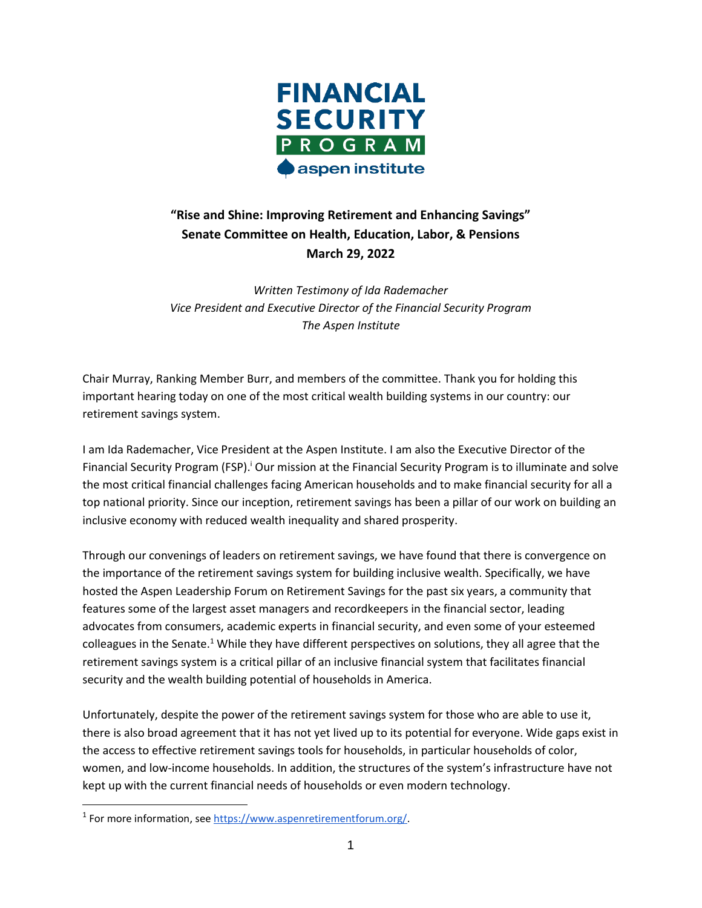**FINANCIAL SECURITY PROGRAM**
**aspen institute**

## "Rise and Shine: Improving Retirement and Enhancing Savings"
## Senate Committee on Health, Education, Labor, & Pensions
## March 29, 2022

*Written Testimony of Ida Rademacher*
*Vice President and Executive Director of the Financial Security Program*
*The Aspen Institute*

Chair Murray, Ranking Member Burr, and members of the committee. Thank you for holding this important hearing today on one of the most critical wealth building systems in our country: our retirement savings system.

I am Ida Rademacher, Vice President at the Aspen Institute. I am also the Executive Director of the Financial Security Program (FSP).[i] Our mission at the Financial Security Program is to illuminate and solve the most critical financial challenges facing American households and to make financial security for all a top national priority. Since our inception, retirement savings has been a pillar of our work on building an inclusive economy with reduced wealth inequality and shared prosperity.

Through our convenings of leaders on retirement savings, we have found that there is convergence on the importance of the retirement savings system for building inclusive wealth. Specifically, we have hosted the Aspen Leadership Forum on Retirement Savings for the past six years, a community that features some of the largest asset managers and recordkeepers in the financial sector, leading advocates from consumers, academic experts in financial security, and even some of your esteemed colleagues in the Senate.[1] While they have different perspectives on solutions, they all agree that the retirement savings system is a critical pillar of an inclusive financial system that facilitates financial security and the wealth building potential of households in America.

Unfortunately, despite the power of the retirement savings system for those who are able to use it, there is also broad agreement that it has not yet lived up to its potential for everyone. Wide gaps exist in the access to effective retirement savings tools for households, in particular households of color, women, and low-income households. In addition, the structures of the system's infrastructure have not kept up with the current financial needs of households or even modern technology.

---

[1] For more information, see https://www.aspenretirementforum.org/.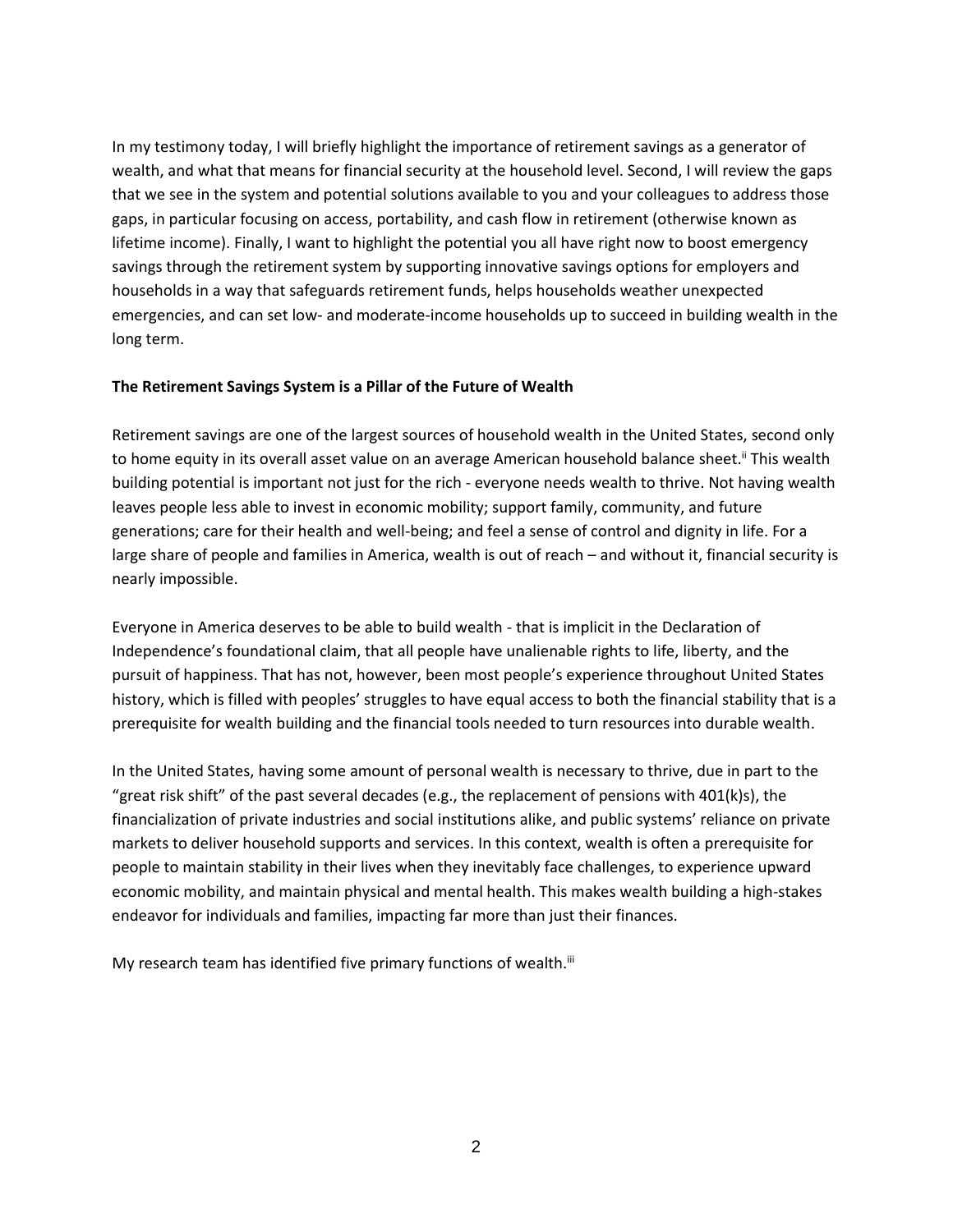In my testimony today, I will briefly highlight the importance of retirement savings as a generator of wealth, and what that means for financial security at the household level. Second, I will review the gaps that we see in the system and potential solutions available to you and your colleagues to address those gaps, in particular focusing on access, portability, and cash flow in retirement (otherwise known as lifetime income). Finally, I want to highlight the potential you all have right now to boost emergency savings through the retirement system by supporting innovative savings options for employers and households in a way that safeguards retirement funds, helps households weather unexpected emergencies, and can set low- and moderate-income households up to succeed in building wealth in the long term.

**The Retirement Savings System is a Pillar of the Future of Wealth**

Retirement savings are one of the largest sources of household wealth in the United States, second only to home equity in its overall asset value on an average American household balance sheet.[ii] This wealth building potential is important not just for the rich - everyone needs wealth to thrive. Not having wealth leaves people less able to invest in economic mobility; support family, community, and future generations; care for their health and well-being; and feel a sense of control and dignity in life. For a large share of people and families in America, wealth is out of reach – and without it, financial security is nearly impossible.

Everyone in America deserves to be able to build wealth - that is implicit in the Declaration of Independence's foundational claim, that all people have unalienable rights to life, liberty, and the pursuit of happiness. That has not, however, been most people's experience throughout United States history, which is filled with peoples' struggles to have equal access to both the financial stability that is a prerequisite for wealth building and the financial tools needed to turn resources into durable wealth.

In the United States, having some amount of personal wealth is necessary to thrive, due in part to the "great risk shift" of the past several decades (e.g., the replacement of pensions with 401(k)s), the financialization of private industries and social institutions alike, and public systems' reliance on private markets to deliver household supports and services. In this context, wealth is often a prerequisite for people to maintain stability in their lives when they inevitably face challenges, to experience upward economic mobility, and maintain physical and mental health. This makes wealth building a high-stakes endeavor for individuals and families, impacting far more than just their finances.

My research team has identified five primary functions of wealth.[iii]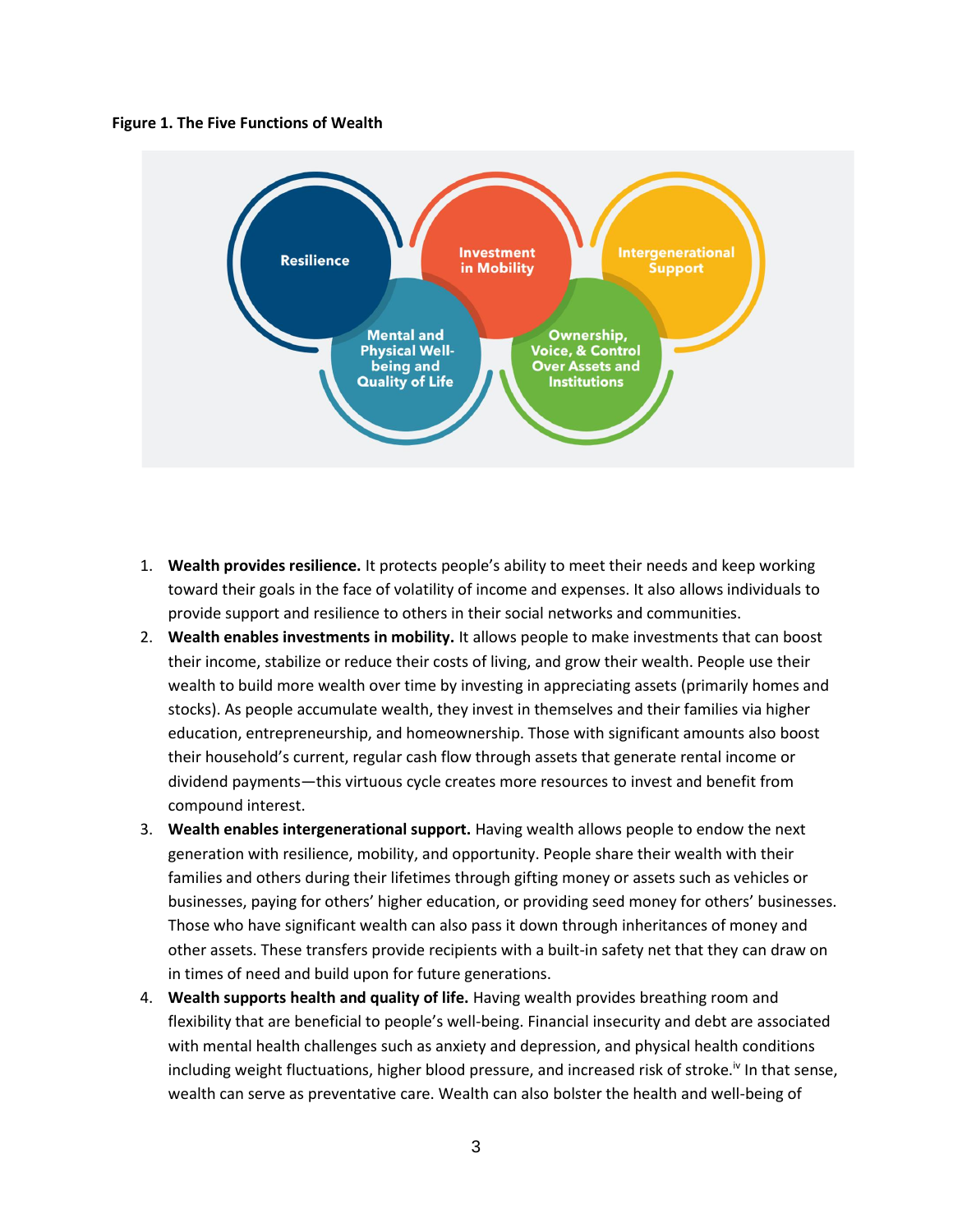**Figure 1. The Five Functions of Wealth**

Resilience

Investment in Mobility

Intergenerational Support

Mental and Physical Well-being and Quality of Life

Ownership, Voice, & Control Over Assets and Institutions

1. **Wealth provides resilience.** It protects people's ability to meet their needs and keep working toward their goals in the face of volatility of income and expenses. It also allows individuals to provide support and resilience to others in their social networks and communities.
2. **Wealth enables investments in mobility.** It allows people to make investments that can boost their income, stabilize or reduce their costs of living, and grow their wealth. People use their wealth to build more wealth over time by investing in appreciating assets (primarily homes and stocks). As people accumulate wealth, they invest in themselves and their families via higher education, entrepreneurship, and homeownership. Those with significant amounts also boost their household's current, regular cash flow through assets that generate rental income or dividend payments—this virtuous cycle creates more resources to invest and benefit from compound interest.
3. **Wealth enables intergenerational support.** Having wealth allows people to endow the next generation with resilience, mobility, and opportunity. People share their wealth with their families and others during their lifetimes through gifting money or assets such as vehicles or businesses, paying for others' higher education, or providing seed money for others' businesses. Those who have significant wealth can also pass it down through inheritances of money and other assets. These transfers provide recipients with a built-in safety net that they can draw on in times of need and build upon for future generations.
4. **Wealth supports health and quality of life.** Having wealth provides breathing room and flexibility that are beneficial to people's well-being. Financial insecurity and debt are associated with mental health challenges such as anxiety and depression, and physical health conditions including weight fluctuations, higher blood pressure, and increased risk of stroke.[iv] In that sense, wealth can serve as preventative care. Wealth can also bolster the health and well-being of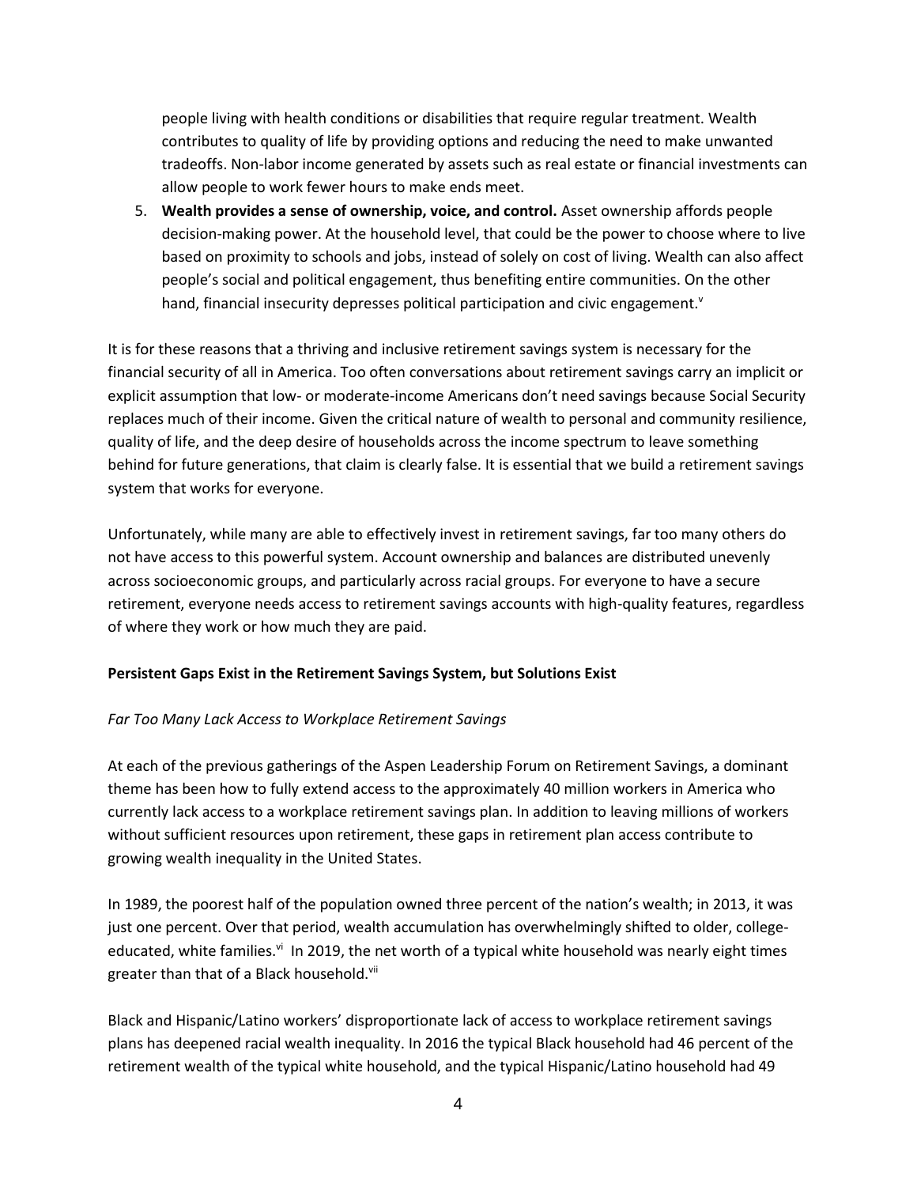people living with health conditions or disabilities that require regular treatment. Wealth contributes to quality of life by providing options and reducing the need to make unwanted tradeoffs. Non-labor income generated by assets such as real estate or financial investments can allow people to work fewer hours to make ends meet.

5. **Wealth provides a sense of ownership, voice, and control.** Asset ownership affords people decision-making power. At the household level, that could be the power to choose where to live based on proximity to schools and jobs, instead of solely on cost of living. Wealth can also affect people's social and political engagement, thus benefiting entire communities. On the other hand, financial insecurity depresses political participation and civic engagement.[v]

It is for these reasons that a thriving and inclusive retirement savings system is necessary for the financial security of all in America. Too often conversations about retirement savings carry an implicit or explicit assumption that low- or moderate-income Americans don't need savings because Social Security replaces much of their income. Given the critical nature of wealth to personal and community resilience, quality of life, and the deep desire of households across the income spectrum to leave something behind for future generations, that claim is clearly false. It is essential that we build a retirement savings system that works for everyone.

Unfortunately, while many are able to effectively invest in retirement savings, far too many others do not have access to this powerful system. Account ownership and balances are distributed unevenly across socioeconomic groups, and particularly across racial groups. For everyone to have a secure retirement, everyone needs access to retirement savings accounts with high-quality features, regardless of where they work or how much they are paid.

**Persistent Gaps Exist in the Retirement Savings System, but Solutions Exist**

*Far Too Many Lack Access to Workplace Retirement Savings*

At each of the previous gatherings of the Aspen Leadership Forum on Retirement Savings, a dominant theme has been how to fully extend access to the approximately 40 million workers in America who currently lack access to a workplace retirement savings plan. In addition to leaving millions of workers without sufficient resources upon retirement, these gaps in retirement plan access contribute to growing wealth inequality in the United States.

In 1989, the poorest half of the population owned three percent of the nation's wealth; in 2013, it was just one percent. Over that period, wealth accumulation has overwhelmingly shifted to older, college-educated, white families.[vi] In 2019, the net worth of a typical white household was nearly eight times greater than that of a Black household.[vii]

Black and Hispanic/Latino workers' disproportionate lack of access to workplace retirement savings plans has deepened racial wealth inequality. In 2016 the typical Black household had 46 percent of the retirement wealth of the typical white household, and the typical Hispanic/Latino household had 49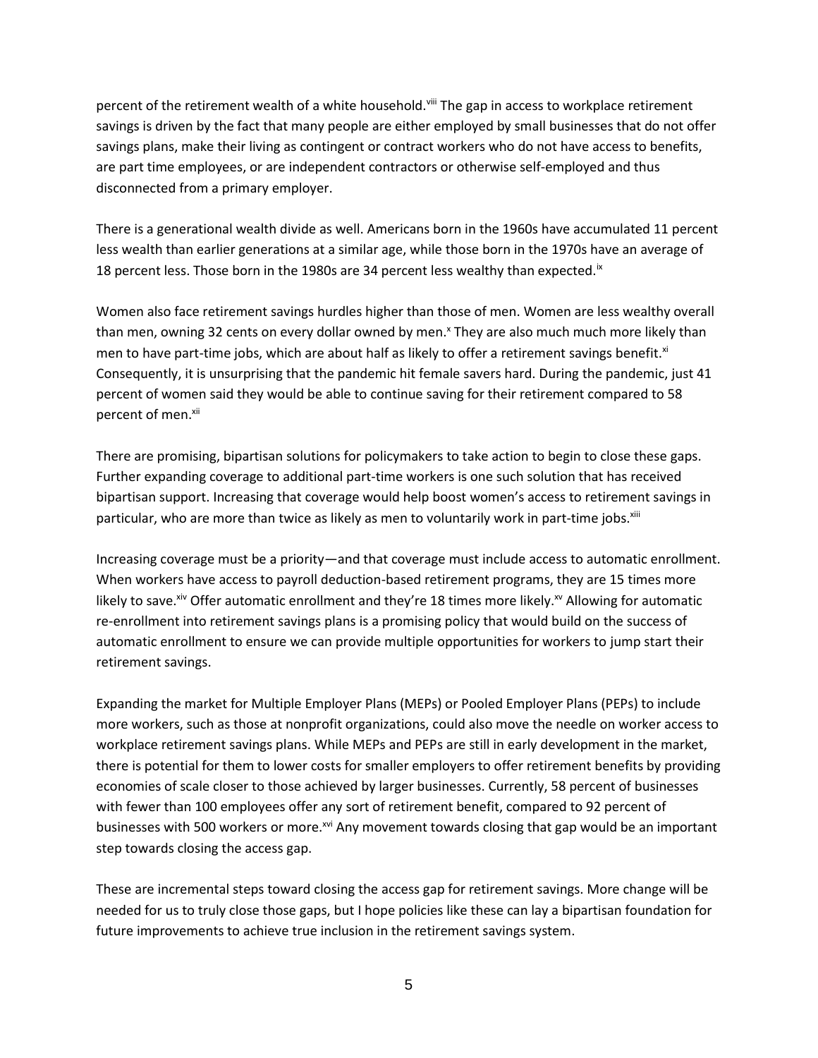percent of the retirement wealth of a white household.[viii] The gap in access to workplace retirement savings is driven by the fact that many people are either employed by small businesses that do not offer savings plans, make their living as contingent or contract workers who do not have access to benefits, are part time employees, or are independent contractors or otherwise self-employed and thus disconnected from a primary employer.

There is a generational wealth divide as well. Americans born in the 1960s have accumulated 11 percent less wealth than earlier generations at a similar age, while those born in the 1970s have an average of 18 percent less. Those born in the 1980s are 34 percent less wealthy than expected.[ix]

Women also face retirement savings hurdles higher than those of men. Women are less wealthy overall than men, owning 32 cents on every dollar owned by men.[x] They are also much much more likely than men to have part-time jobs, which are about half as likely to offer a retirement savings benefit.[xi] Consequently, it is unsurprising that the pandemic hit female savers hard. During the pandemic, just 41 percent of women said they would be able to continue saving for their retirement compared to 58 percent of men.[xii]

There are promising, bipartisan solutions for policymakers to take action to begin to close these gaps. Further expanding coverage to additional part-time workers is one such solution that has received bipartisan support. Increasing that coverage would help boost women's access to retirement savings in particular, who are more than twice as likely as men to voluntarily work in part-time jobs.[xiii]

Increasing coverage must be a priority—and that coverage must include access to automatic enrollment. When workers have access to payroll deduction-based retirement programs, they are 15 times more likely to save.[xiv] Offer automatic enrollment and they're 18 times more likely.[xv] Allowing for automatic re-enrollment into retirement savings plans is a promising policy that would build on the success of automatic enrollment to ensure we can provide multiple opportunities for workers to jump start their retirement savings.

Expanding the market for Multiple Employer Plans (MEPs) or Pooled Employer Plans (PEPs) to include more workers, such as those at nonprofit organizations, could also move the needle on worker access to workplace retirement savings plans. While MEPs and PEPs are still in early development in the market, there is potential for them to lower costs for smaller employers to offer retirement benefits by providing economies of scale closer to those achieved by larger businesses. Currently, 58 percent of businesses with fewer than 100 employees offer any sort of retirement benefit, compared to 92 percent of businesses with 500 workers or more.[xvi] Any movement towards closing that gap would be an important step towards closing the access gap.

These are incremental steps toward closing the access gap for retirement savings. More change will be needed for us to truly close those gaps, but I hope policies like these can lay a bipartisan foundation for future improvements to achieve true inclusion in the retirement savings system.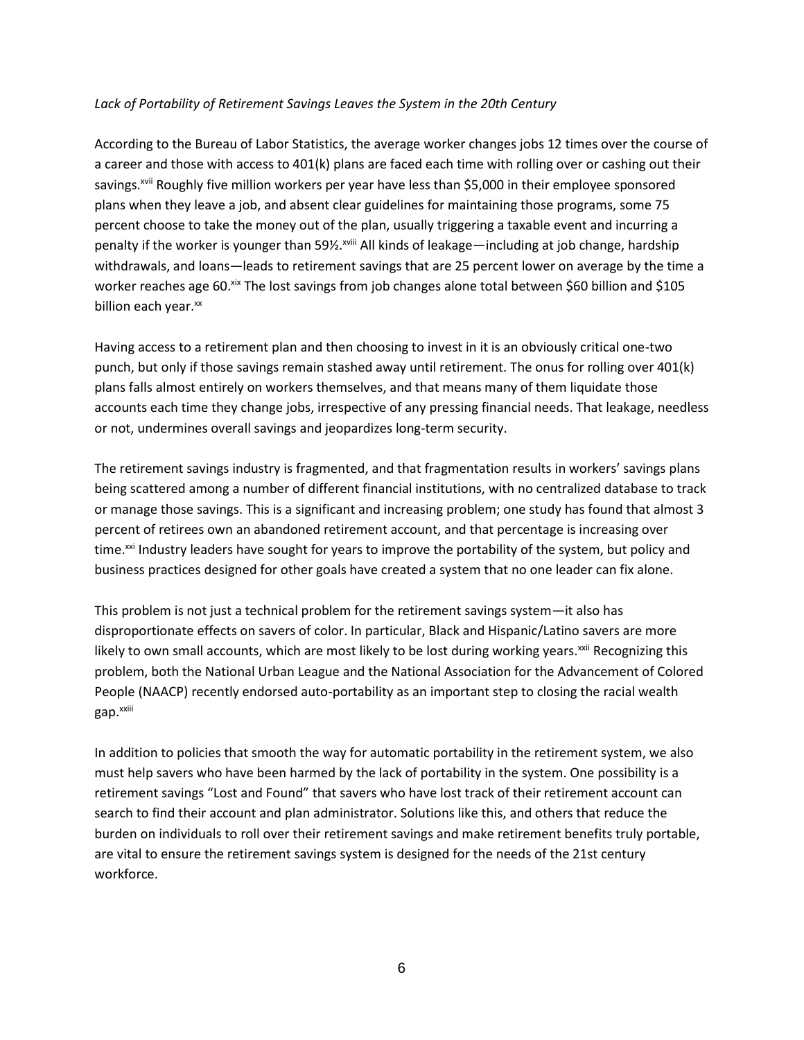*Lack of Portability of Retirement Savings Leaves the System in the 20th Century*

According to the Bureau of Labor Statistics, the average worker changes jobs 12 times over the course of a career and those with access to 401(k) plans are faced each time with rolling over or cashing out their savings.[xvii] Roughly five million workers per year have less than $5,000 in their employee sponsored plans when they leave a job, and absent clear guidelines for maintaining those programs, some 75 percent choose to take the money out of the plan, usually triggering a taxable event and incurring a penalty if the worker is younger than 59½.[xviii] All kinds of leakage—including at job change, hardship withdrawals, and loans—leads to retirement savings that are 25 percent lower on average by the time a worker reaches age 60.[xix] The lost savings from job changes alone total between $60 billion and $105 billion each year.[xx]

Having access to a retirement plan and then choosing to invest in it is an obviously critical one-two punch, but only if those savings remain stashed away until retirement. The onus for rolling over 401(k) plans falls almost entirely on workers themselves, and that means many of them liquidate those accounts each time they change jobs, irrespective of any pressing financial needs. That leakage, needless or not, undermines overall savings and jeopardizes long-term security.

The retirement savings industry is fragmented, and that fragmentation results in workers' savings plans being scattered among a number of different financial institutions, with no centralized database to track or manage those savings. This is a significant and increasing problem; one study has found that almost 3 percent of retirees own an abandoned retirement account, and that percentage is increasing over time.[xxi] Industry leaders have sought for years to improve the portability of the system, but policy and business practices designed for other goals have created a system that no one leader can fix alone.

This problem is not just a technical problem for the retirement savings system—it also has disproportionate effects on savers of color. In particular, Black and Hispanic/Latino savers are more likely to own small accounts, which are most likely to be lost during working years.[xxii] Recognizing this problem, both the National Urban League and the National Association for the Advancement of Colored People (NAACP) recently endorsed auto-portability as an important step to closing the racial wealth gap.[xxiii]

In addition to policies that smooth the way for automatic portability in the retirement system, we also must help savers who have been harmed by the lack of portability in the system. One possibility is a retirement savings "Lost and Found" that savers who have lost track of their retirement account can search to find their account and plan administrator. Solutions like this, and others that reduce the burden on individuals to roll over their retirement savings and make retirement benefits truly portable, are vital to ensure the retirement savings system is designed for the needs of the 21st century workforce.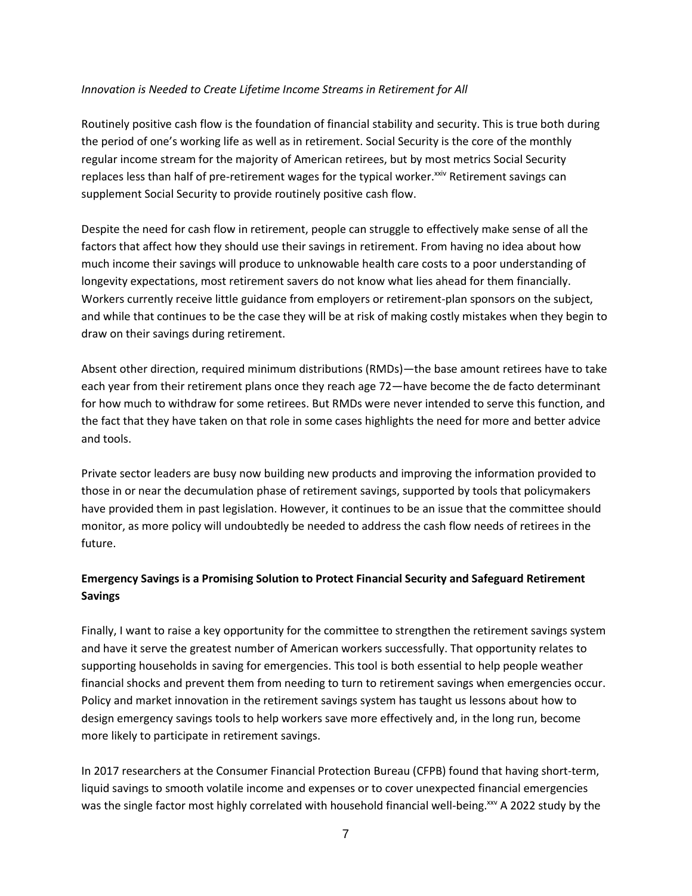*Innovation is Needed to Create Lifetime Income Streams in Retirement for All*

Routinely positive cash flow is the foundation of financial stability and security. This is true both during the period of one's working life as well as in retirement. Social Security is the core of the monthly regular income stream for the majority of American retirees, but by most metrics Social Security replaces less than half of pre-retirement wages for the typical worker.[xxiv] Retirement savings can supplement Social Security to provide routinely positive cash flow.

Despite the need for cash flow in retirement, people can struggle to effectively make sense of all the factors that affect how they should use their savings in retirement. From having no idea about how much income their savings will produce to unknowable health care costs to a poor understanding of longevity expectations, most retirement savers do not know what lies ahead for them financially. Workers currently receive little guidance from employers or retirement-plan sponsors on the subject, and while that continues to be the case they will be at risk of making costly mistakes when they begin to draw on their savings during retirement.

Absent other direction, required minimum distributions (RMDs)—the base amount retirees have to take each year from their retirement plans once they reach age 72—have become the de facto determinant for how much to withdraw for some retirees. But RMDs were never intended to serve this function, and the fact that they have taken on that role in some cases highlights the need for more and better advice and tools.

Private sector leaders are busy now building new products and improving the information provided to those in or near the decumulation phase of retirement savings, supported by tools that policymakers have provided them in past legislation. However, it continues to be an issue that the committee should monitor, as more policy will undoubtedly be needed to address the cash flow needs of retirees in the future.

**Emergency Savings is a Promising Solution to Protect Financial Security and Safeguard Retirement Savings**

Finally, I want to raise a key opportunity for the committee to strengthen the retirement savings system and have it serve the greatest number of American workers successfully. That opportunity relates to supporting households in saving for emergencies. This tool is both essential to help people weather financial shocks and prevent them from needing to turn to retirement savings when emergencies occur. Policy and market innovation in the retirement savings system has taught us lessons about how to design emergency savings tools to help workers save more effectively and, in the long run, become more likely to participate in retirement savings.

In 2017 researchers at the Consumer Financial Protection Bureau (CFPB) found that having short-term, liquid savings to smooth volatile income and expenses or to cover unexpected financial emergencies was the single factor most highly correlated with household financial well-being.[xxv] A 2022 study by the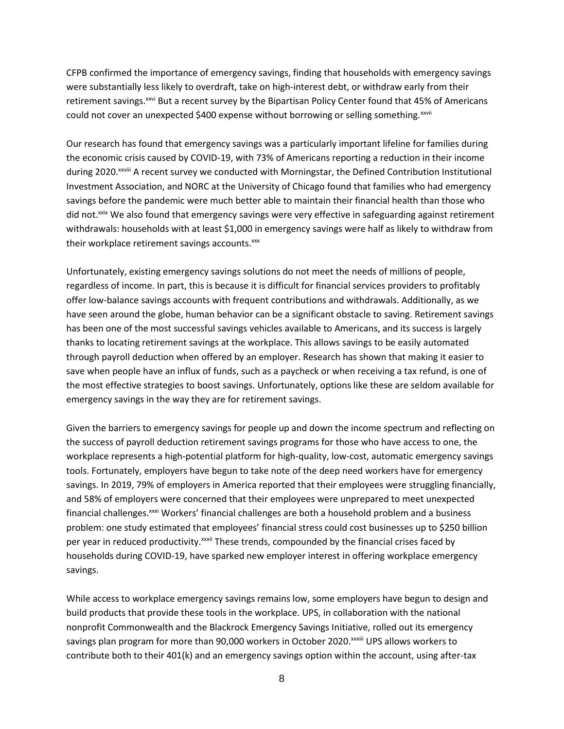CFPB confirmed the importance of emergency savings, finding that households with emergency savings were substantially less likely to overdraft, take on high-interest debt, or withdraw early from their retirement savings.[xxvi] But a recent survey by the Bipartisan Policy Center found that 45% of Americans could not cover an unexpected $400 expense without borrowing or selling something.[xxvii]

Our research has found that emergency savings was a particularly important lifeline for families during the economic crisis caused by COVID-19, with 73% of Americans reporting a reduction in their income during 2020.[xxviii] A recent survey we conducted with Morningstar, the Defined Contribution Institutional Investment Association, and NORC at the University of Chicago found that families who had emergency savings before the pandemic were much better able to maintain their financial health than those who did not.[xxix] We also found that emergency savings were very effective in safeguarding against retirement withdrawals: households with at least $1,000 in emergency savings were half as likely to withdraw from their workplace retirement savings accounts.[xxx]

Unfortunately, existing emergency savings solutions do not meet the needs of millions of people, regardless of income. In part, this is because it is difficult for financial services providers to profitably offer low-balance savings accounts with frequent contributions and withdrawals. Additionally, as we have seen around the globe, human behavior can be a significant obstacle to saving. Retirement savings has been one of the most successful savings vehicles available to Americans, and its success is largely thanks to locating retirement savings at the workplace. This allows savings to be easily automated through payroll deduction when offered by an employer. Research has shown that making it easier to save when people have an influx of funds, such as a paycheck or when receiving a tax refund, is one of the most effective strategies to boost savings. Unfortunately, options like these are seldom available for emergency savings in the way they are for retirement savings.

Given the barriers to emergency savings for people up and down the income spectrum and reflecting on the success of payroll deduction retirement savings programs for those who have access to one, the workplace represents a high-potential platform for high-quality, low-cost, automatic emergency savings tools. Fortunately, employers have begun to take note of the deep need workers have for emergency savings. In 2019, 79% of employers in America reported that their employees were struggling financially, and 58% of employers were concerned that their employees were unprepared to meet unexpected financial challenges.[xxxi] Workers' financial challenges are both a household problem and a business problem: one study estimated that employees' financial stress could cost businesses up to $250 billion per year in reduced productivity.[xxxii] These trends, compounded by the financial crises faced by households during COVID-19, have sparked new employer interest in offering workplace emergency savings.

While access to workplace emergency savings remains low, some employers have begun to design and build products that provide these tools in the workplace. UPS, in collaboration with the national nonprofit Commonwealth and the Blackrock Emergency Savings Initiative, rolled out its emergency savings plan program for more than 90,000 workers in October 2020.[xxxiii] UPS allows workers to contribute both to their 401(k) and an emergency savings option within the account, using after-tax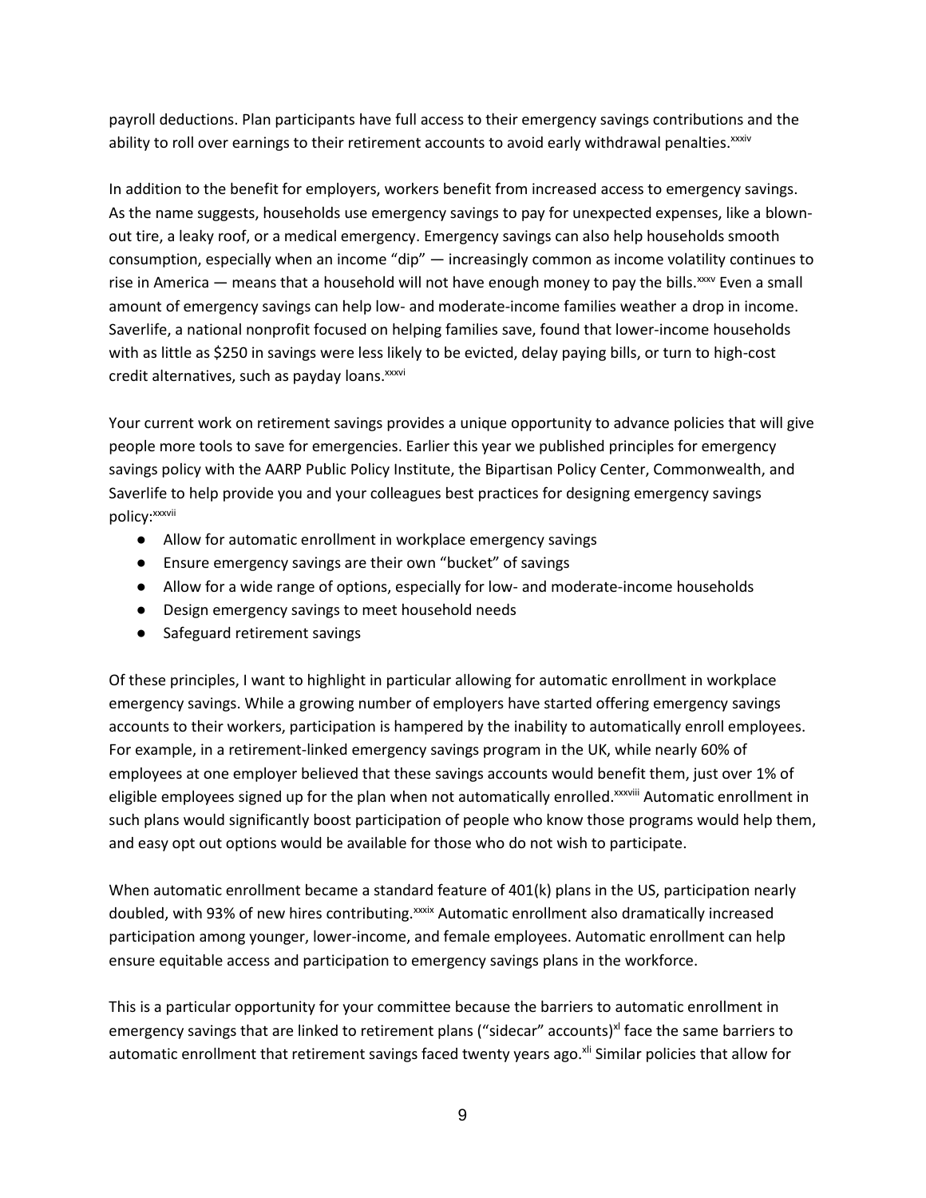payroll deductions. Plan participants have full access to their emergency savings contributions and the ability to roll over earnings to their retirement accounts to avoid early withdrawal penalties.[xxxiv]

In addition to the benefit for employers, workers benefit from increased access to emergency savings. As the name suggests, households use emergency savings to pay for unexpected expenses, like a blown-out tire, a leaky roof, or a medical emergency. Emergency savings can also help households smooth consumption, especially when an income "dip" — increasingly common as income volatility continues to rise in America — means that a household will not have enough money to pay the bills.[xxxv] Even a small amount of emergency savings can help low- and moderate-income families weather a drop in income. Saverlife, a national nonprofit focused on helping families save, found that lower-income households with as little as $250 in savings were less likely to be evicted, delay paying bills, or turn to high-cost credit alternatives, such as payday loans.[xxxvi]

Your current work on retirement savings provides a unique opportunity to advance policies that will give people more tools to save for emergencies. Earlier this year we published principles for emergency savings policy with the AARP Public Policy Institute, the Bipartisan Policy Center, Commonwealth, and Saverlife to help provide you and your colleagues best practices for designing emergency savings policy:[xxxvii]

- Allow for automatic enrollment in workplace emergency savings
- Ensure emergency savings are their own "bucket" of savings
- Allow for a wide range of options, especially for low- and moderate-income households
- Design emergency savings to meet household needs
- Safeguard retirement savings

Of these principles, I want to highlight in particular allowing for automatic enrollment in workplace emergency savings. While a growing number of employers have started offering emergency savings accounts to their workers, participation is hampered by the inability to automatically enroll employees. For example, in a retirement-linked emergency savings program in the UK, while nearly 60% of employees at one employer believed that these savings accounts would benefit them, just over 1% of eligible employees signed up for the plan when not automatically enrolled.[xxxviii] Automatic enrollment in such plans would significantly boost participation of people who know those programs would help them, and easy opt out options would be available for those who do not wish to participate.

When automatic enrollment became a standard feature of 401(k) plans in the US, participation nearly doubled, with 93% of new hires contributing.[xxxix] Automatic enrollment also dramatically increased participation among younger, lower-income, and female employees. Automatic enrollment can help ensure equitable access and participation to emergency savings plans in the workforce.

This is a particular opportunity for your committee because the barriers to automatic enrollment in emergency savings that are linked to retirement plans ("sidecar" accounts)[xl] face the same barriers to automatic enrollment that retirement savings faced twenty years ago.[xli] Similar policies that allow for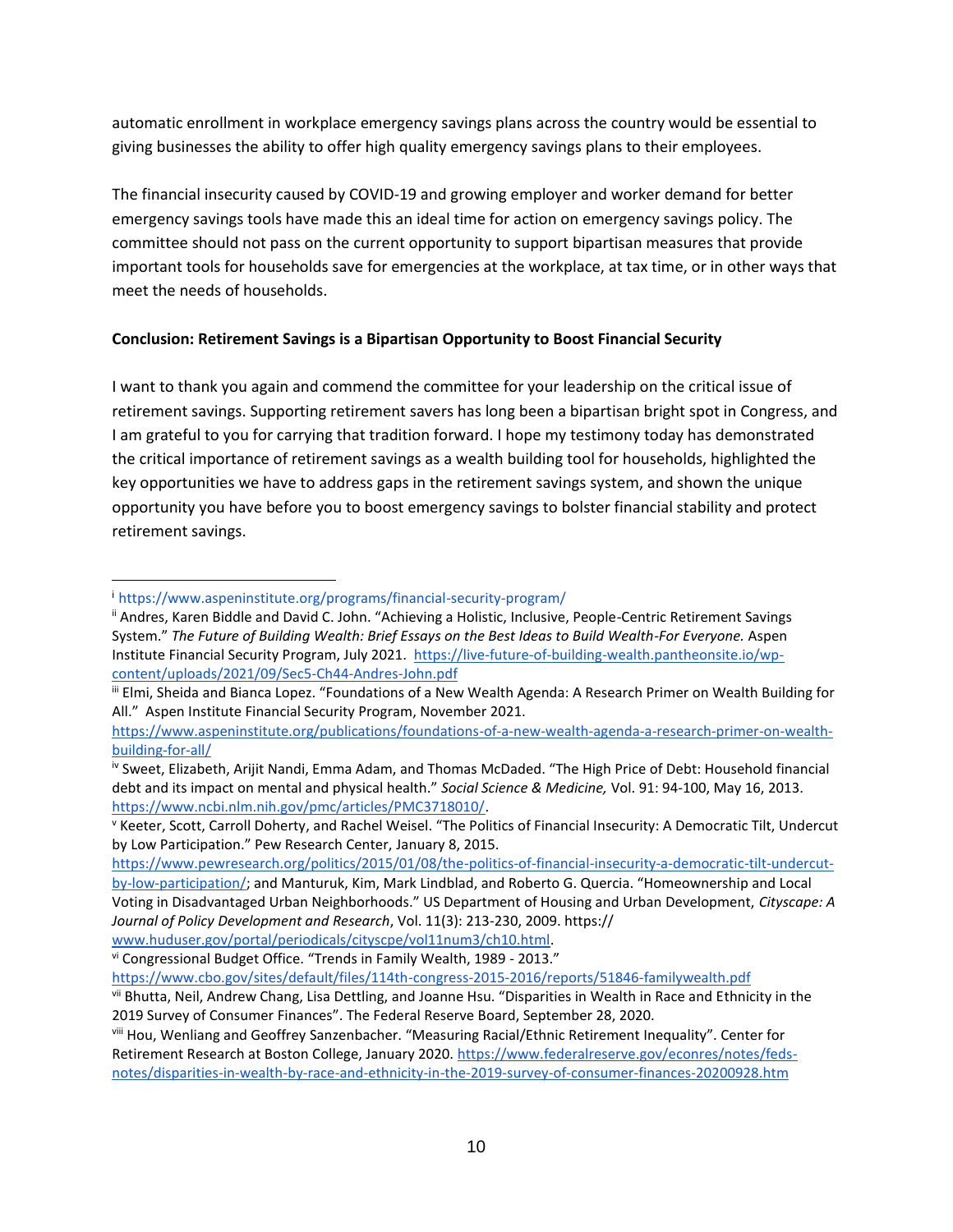automatic enrollment in workplace emergency savings plans across the country would be essential to giving businesses the ability to offer high quality emergency savings plans to their employees.

The financial insecurity caused by COVID-19 and growing employer and worker demand for better emergency savings tools have made this an ideal time for action on emergency savings policy. The committee should not pass on the current opportunity to support bipartisan measures that provide important tools for households save for emergencies at the workplace, at tax time, or in other ways that meet the needs of households.

**Conclusion: Retirement Savings is a Bipartisan Opportunity to Boost Financial Security**

I want to thank you again and commend the committee for your leadership on the critical issue of retirement savings. Supporting retirement savers has long been a bipartisan bright spot in Congress, and I am grateful to you for carrying that tradition forward. I hope my testimony today has demonstrated the critical importance of retirement savings as a wealth building tool for households, highlighted the key opportunities we have to address gaps in the retirement savings system, and shown the unique opportunity you have before you to boost emergency savings to bolster financial stability and protect retirement savings.

---

[i] https://www.aspeninstitute.org/programs/financial-security-program/

[ii] Andres, Karen Biddle and David C. John. "Achieving a Holistic, Inclusive, People-Centric Retirement Savings System." *The Future of Building Wealth: Brief Essays on the Best Ideas to Build Wealth-For Everyone.* Aspen Institute Financial Security Program, July 2021. https://live-future-of-building-wealth.pantheonsite.io/wp-content/uploads/2021/09/Sec5-Ch44-Andres-John.pdf

[iii] Elmi, Sheida and Bianca Lopez. "Foundations of a New Wealth Agenda: A Research Primer on Wealth Building for All." Aspen Institute Financial Security Program, November 2021. https://www.aspeninstitute.org/publications/foundations-of-a-new-wealth-agenda-a-research-primer-on-wealth-building-for-all/

[iv] Sweet, Elizabeth, Arijit Nandi, Emma Adam, and Thomas McDaded. "The High Price of Debt: Household financial debt and its impact on mental and physical health." *Social Science & Medicine,* Vol. 91: 94-100, May 16, 2013. https://www.ncbi.nlm.nih.gov/pmc/articles/PMC3718010/.

[v] Keeter, Scott, Carroll Doherty, and Rachel Weisel. "The Politics of Financial Insecurity: A Democratic Tilt, Undercut by Low Participation." Pew Research Center, January 8, 2015. https://www.pewresearch.org/politics/2015/01/08/the-politics-of-financial-insecurity-a-democratic-tilt-undercut-by-low-participation/; and Manturuk, Kim, Mark Lindblad, and Roberto G. Quercia. "Homeownership and Local Voting in Disadvantaged Urban Neighborhoods." US Department of Housing and Urban Development, *Cityscape: A Journal of Policy Development and Research*, Vol. 11(3): 213-230, 2009. https:// www.huduser.gov/portal/periodicals/cityscpe/vol11num3/ch10.html.

[vi] Congressional Budget Office. "Trends in Family Wealth, 1989 - 2013." https://www.cbo.gov/sites/default/files/114th-congress-2015-2016/reports/51846-familywealth.pdf

[vii] Bhutta, Neil, Andrew Chang, Lisa Dettling, and Joanne Hsu. "Disparities in Wealth in Race and Ethnicity in the 2019 Survey of Consumer Finances". The Federal Reserve Board, September 28, 2020.

[viii] Hou, Wenliang and Geoffrey Sanzenbacher. "Measuring Racial/Ethnic Retirement Inequality". Center for Retirement Research at Boston College, January 2020. https://www.federalreserve.gov/econres/notes/feds-notes/disparities-in-wealth-by-race-and-ethnicity-in-the-2019-survey-of-consumer-finances-20200928.htm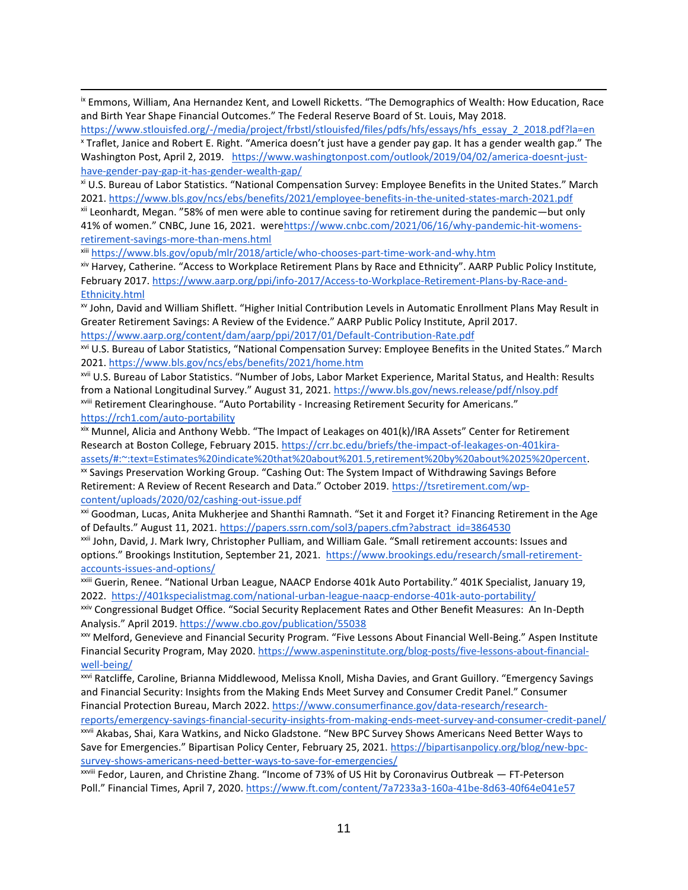[ix] Emmons, William, Ana Hernandez Kent, and Lowell Ricketts. "The Demographics of Wealth: How Education, Race and Birth Year Shape Financial Outcomes." The Federal Reserve Board of St. Louis, May 2018. https://www.stlouisfed.org/-/media/project/frbstl/stlouisfed/files/pdfs/hfs/essays/hfs_essay_2_2018.pdf?la=en

[x] Traflet, Janice and Robert E. Right. "America doesn't just have a gender pay gap. It has a gender wealth gap." The Washington Post, April 2, 2019. https://www.washingtonpost.com/outlook/2019/04/02/america-doesnt-just-have-gender-pay-gap-it-has-gender-wealth-gap/

[xi] U.S. Bureau of Labor Statistics. "National Compensation Survey: Employee Benefits in the United States." March 2021. https://www.bls.gov/ncs/ebs/benefits/2021/employee-benefits-in-the-united-states-march-2021.pdf

[xii] Leonhardt, Megan. "58% of men were able to continue saving for retirement during the pandemic—but only 41% of women." CNBC, June 16, 2021. werehttps://www.cnbc.com/2021/06/16/why-pandemic-hit-womens-retirement-savings-more-than-mens.html

[xiii] https://www.bls.gov/opub/mlr/2018/article/who-chooses-part-time-work-and-why.htm

[xiv] Harvey, Catherine. "Access to Workplace Retirement Plans by Race and Ethnicity". AARP Public Policy Institute, February 2017. https://www.aarp.org/ppi/info-2017/Access-to-Workplace-Retirement-Plans-by-Race-and-Ethnicity.html

[xv] John, David and William Shiflett. "Higher Initial Contribution Levels in Automatic Enrollment Plans May Result in Greater Retirement Savings: A Review of the Evidence." AARP Public Policy Institute, April 2017. https://www.aarp.org/content/dam/aarp/ppi/2017/01/Default-Contribution-Rate.pdf

[xvi] U.S. Bureau of Labor Statistics, "National Compensation Survey: Employee Benefits in the United States." March 2021. https://www.bls.gov/ncs/ebs/benefits/2021/home.htm

[xvii] U.S. Bureau of Labor Statistics. "Number of Jobs, Labor Market Experience, Marital Status, and Health: Results from a National Longitudinal Survey." August 31, 2021. https://www.bls.gov/news.release/pdf/nlsoy.pdf

[xviii] Retirement Clearinghouse. "Auto Portability - Increasing Retirement Security for Americans." https://rch1.com/auto-portability

[xix] Munnel, Alicia and Anthony Webb. "The Impact of Leakages on 401(k)/IRA Assets" Center for Retirement Research at Boston College, February 2015. https://crr.bc.edu/briefs/the-impact-of-leakages-on-401kira-assets/#:~:text=Estimates%20indicate%20that%20about%201.5,retirement%20by%20about%2025%20percent.

[xx] Savings Preservation Working Group. "Cashing Out: The System Impact of Withdrawing Savings Before Retirement: A Review of Recent Research and Data." October 2019. https://tsretirement.com/wp-content/uploads/2020/02/cashing-out-issue.pdf

[xxi] Goodman, Lucas, Anita Mukherjee and Shanthi Ramnath. "Set it and Forget it? Financing Retirement in the Age of Defaults." August 11, 2021. https://papers.ssrn.com/sol3/papers.cfm?abstract_id=3864530

[xxii] John, David, J. Mark Iwry, Christopher Pulliam, and William Gale. "Small retirement accounts: Issues and options." Brookings Institution, September 21, 2021. https://www.brookings.edu/research/small-retirement-accounts-issues-and-options/

[xxiii] Guerin, Renee. "National Urban League, NAACP Endorse 401k Auto Portability." 401K Specialist, January 19, 2022. https://401kspecialistmag.com/national-urban-league-naacp-endorse-401k-auto-portability/

[xxiv] Congressional Budget Office. "Social Security Replacement Rates and Other Benefit Measures: An In-Depth Analysis." April 2019. https://www.cbo.gov/publication/55038

[xxv] Melford, Genevieve and Financial Security Program. "Five Lessons About Financial Well-Being." Aspen Institute Financial Security Program, May 2020. https://www.aspeninstitute.org/blog-posts/five-lessons-about-financial-well-being/

[xxvi] Ratcliffe, Caroline, Brianna Middlewood, Melissa Knoll, Misha Davies, and Grant Guillory. "Emergency Savings and Financial Security: Insights from the Making Ends Meet Survey and Consumer Credit Panel." Consumer Financial Protection Bureau, March 2022. https://www.consumerfinance.gov/data-research/research-reports/emergency-savings-financial-security-insights-from-making-ends-meet-survey-and-consumer-credit-panel/

[xxvii] Akabas, Shai, Kara Watkins, and Nicko Gladstone. "New BPC Survey Shows Americans Need Better Ways to Save for Emergencies." Bipartisan Policy Center, February 25, 2021. https://bipartisanpolicy.org/blog/new-bpc-survey-shows-americans-need-better-ways-to-save-for-emergencies/

[xxviii] Fedor, Lauren, and Christine Zhang. "Income of 73% of US Hit by Coronavirus Outbreak — FT-Peterson Poll." Financial Times, April 7, 2020. https://www.ft.com/content/7a7233a3-160a-41be-8d63-40f64e041e57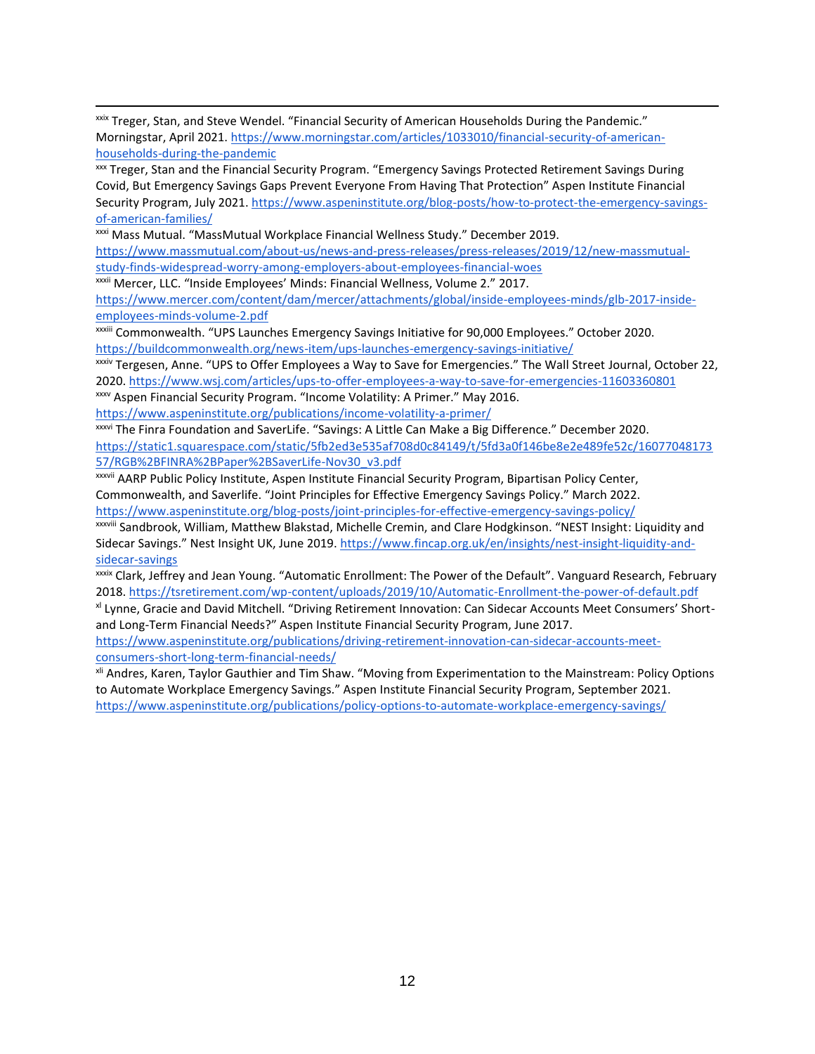[xxix] Treger, Stan, and Steve Wendel. "Financial Security of American Households During the Pandemic." Morningstar, April 2021. https://www.morningstar.com/articles/1033010/financial-security-of-american-households-during-the-pandemic

[xxx] Treger, Stan and the Financial Security Program. "Emergency Savings Protected Retirement Savings During Covid, But Emergency Savings Gaps Prevent Everyone From Having That Protection" Aspen Institute Financial Security Program, July 2021. https://www.aspeninstitute.org/blog-posts/how-to-protect-the-emergency-savings-of-american-families/

[xxxi] Mass Mutual. "MassMutual Workplace Financial Wellness Study." December 2019. https://www.massmutual.com/about-us/news-and-press-releases/press-releases/2019/12/new-massmutual-study-finds-widespread-worry-among-employers-about-employees-financial-woes

[xxxii] Mercer, LLC. "Inside Employees' Minds: Financial Wellness, Volume 2." 2017. https://www.mercer.com/content/dam/mercer/attachments/global/inside-employees-minds/glb-2017-inside-employees-minds-volume-2.pdf

[xxxiii] Commonwealth. "UPS Launches Emergency Savings Initiative for 90,000 Employees." October 2020. https://buildcommonwealth.org/news-item/ups-launches-emergency-savings-initiative/

[xxxiv] Tergesen, Anne. "UPS to Offer Employees a Way to Save for Emergencies." The Wall Street Journal, October 22, 2020. https://www.wsj.com/articles/ups-to-offer-employees-a-way-to-save-for-emergencies-11603360801

[xxxv] Aspen Financial Security Program. "Income Volatility: A Primer." May 2016. https://www.aspeninstitute.org/publications/income-volatility-a-primer/

[xxxvi] The Finra Foundation and SaverLife. "Savings: A Little Can Make a Big Difference." December 2020. https://static1.squarespace.com/static/5fb2ed3e535af708d0c84149/t/5fd3a0f146be8e2e489fe52c/1607704817357/RGB%2BFINRA%2BPaper%2BSaverLife-Nov30_v3.pdf

[xxxvii] AARP Public Policy Institute, Aspen Institute Financial Security Program, Bipartisan Policy Center, Commonwealth, and Saverlife. "Joint Principles for Effective Emergency Savings Policy." March 2022. https://www.aspeninstitute.org/blog-posts/joint-principles-for-effective-emergency-savings-policy/

[xxxviii] Sandbrook, William, Matthew Blakstad, Michelle Cremin, and Clare Hodgkinson. "NEST Insight: Liquidity and Sidecar Savings." Nest Insight UK, June 2019. https://www.fincap.org.uk/en/insights/nest-insight-liquidity-and-sidecar-savings

[xxxix] Clark, Jeffrey and Jean Young. "Automatic Enrollment: The Power of the Default". Vanguard Research, February 2018. https://tsretirement.com/wp-content/uploads/2019/10/Automatic-Enrollment-the-power-of-default.pdf

[xl] Lynne, Gracie and David Mitchell. "Driving Retirement Innovation: Can Sidecar Accounts Meet Consumers' Short- and Long-Term Financial Needs?" Aspen Institute Financial Security Program, June 2017. https://www.aspeninstitute.org/publications/driving-retirement-innovation-can-sidecar-accounts-meet-consumers-short-long-term-financial-needs/

[xli] Andres, Karen, Taylor Gauthier and Tim Shaw. "Moving from Experimentation to the Mainstream: Policy Options to Automate Workplace Emergency Savings." Aspen Institute Financial Security Program, September 2021. https://www.aspeninstitute.org/publications/policy-options-to-automate-workplace-emergency-savings/